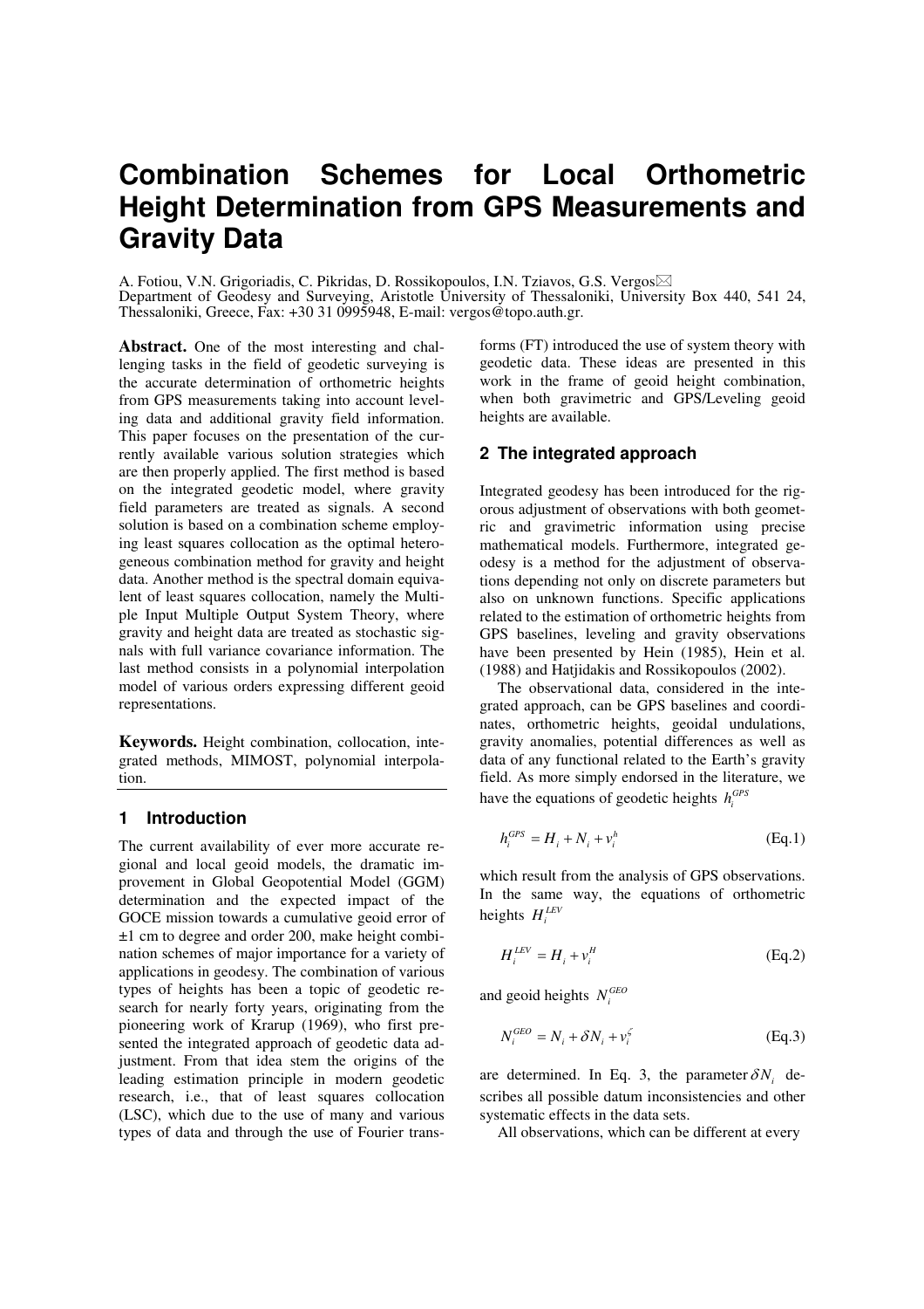# Combination Schemes for Local Orthometric Height Determination from GPS Measurements and Gravity Data

A. Fotiou, V.N. Grigoriadis, C. Pikridas, D. Rossikopoulos, I.N. Tziavos, G.S. Vergos✉
Department of Geodesy and Surveying, Aristotle University of Thessaloniki, University Box 440, 541 24, Thessaloniki, Greece, Fax: +30 31 0995948, E-mail: vergos@topo.auth.gr.

**Abstract.** One of the most interesting and challenging tasks in the field of geodetic surveying is the accurate determination of orthometric heights from GPS measurements taking into account leveling data and additional gravity field information. This paper focuses on the presentation of the currently available various solution strategies which are then properly applied. The first method is based on the integrated geodetic model, where gravity field parameters are treated as signals. A second solution is based on a combination scheme employing least squares collocation as the optimal heterogeneous combination method for gravity and height data. Another method is the spectral domain equivalent of least squares collocation, namely the Multiple Input Multiple Output System Theory, where gravity and height data are treated as stochastic signals with full variance covariance information. The last method consists in a polynomial interpolation model of various orders expressing different geoid representations.

**Keywords.** Height combination, collocation, integrated methods, MIMOST, polynomial interpolation.

## 1 Introduction

The current availability of ever more accurate regional and local geoid models, the dramatic improvement in Global Geopotential Model (GGM) determination and the expected impact of the GOCE mission towards a cumulative geoid error of ±1 cm to degree and order 200, make height combination schemes of major importance for a variety of applications in geodesy. The combination of various types of heights has been a topic of geodetic research for nearly forty years, originating from the pioneering work of Krarup (1969), who first presented the integrated approach of geodetic data adjustment. From that idea stem the origins of the leading estimation principle in modern geodetic research, i.e., that of least squares collocation (LSC), which due to the use of many and various types of data and through the use of Fourier transforms (FT) introduced the use of system theory with geodetic data. These ideas are presented in this work in the frame of geoid height combination, when both gravimetric and GPS/Leveling geoid heights are available.

## 2 The integrated approach

Integrated geodesy has been introduced for the rigorous adjustment of observations with both geometric and gravimetric information using precise mathematical models. Furthermore, integrated geodesy is a method for the adjustment of observations depending not only on discrete parameters but also on unknown functions. Specific applications related to the estimation of orthometric heights from GPS baselines, leveling and gravity observations have been presented by Hein (1985), Hein et al. (1988) and Hatjidakis and Rossikopoulos (2002).

The observational data, considered in the integrated approach, can be GPS baselines and coordinates, orthometric heights, geoidal undulations, gravity anomalies, potential differences as well as data of any functional related to the Earth's gravity field. As more simply endorsed in the literature, we have the equations of geodetic heights $h_i^{GPS}$

$$h_i^{GPS} = H_i + N_i + v_i^h \tag{Eq.1}$$

which result from the analysis of GPS observations. In the same way, the equations of orthometric heights $H_i^{LEV}$

$$H_i^{LEV} = H_i + v_i^H \tag{Eq.2}$$

and geoid heights $N_i^{GEO}$

$$N_i^{GEO} = N_i + \delta N_i + v_i^{\zeta} \tag{Eq.3}$$

are determined. In Eq. 3, the parameter $\delta N_i$ describes all possible datum inconsistencies and other systematic effects in the data sets.

All observations, which can be different at every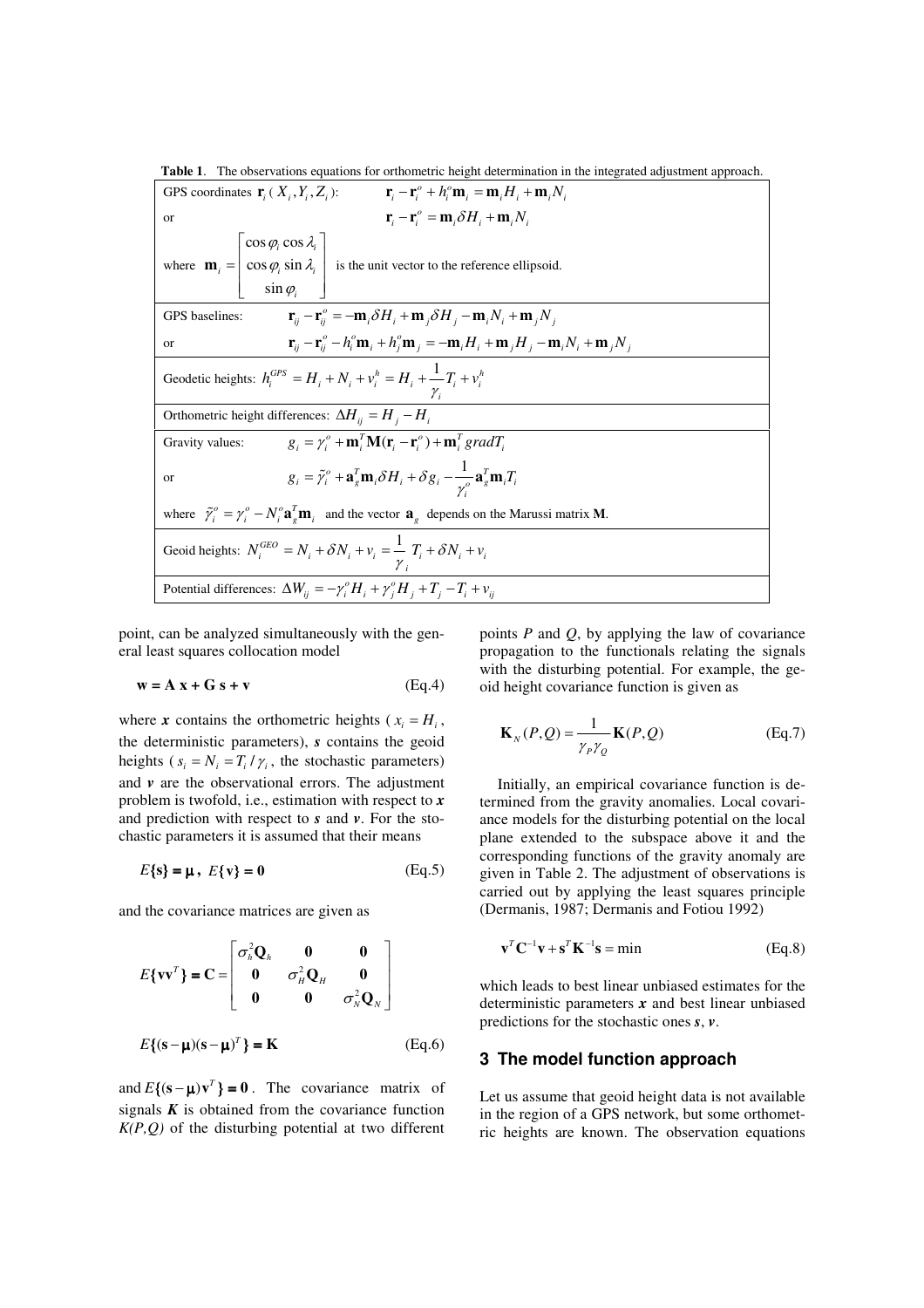**Table 1**. The observations equations for orthometric height determination in the integrated adjustment approach.

| |
|---|
| GPS coordinates $\mathbf{r}_i$ ( $X_i, Y_i, Z_i$ ): $\mathbf{r}_i - \mathbf{r}_i^o + h_i^o \mathbf{m}_i = \mathbf{m}_i H_i + \mathbf{m}_i N_i$ <br> or $\mathbf{r}_i - \mathbf{r}_i^o = \mathbf{m}_i \delta H_i + \mathbf{m}_i N_i$ <br> where $\mathbf{m}_i = \begin{bmatrix} \cos\varphi_i \cos\lambda_i \\ \cos\varphi_i \sin\lambda_i \\ \sin\varphi_i \end{bmatrix}$ is the unit vector to the reference ellipsoid. |
| GPS baselines: $\mathbf{r}_{ij} - \mathbf{r}_{ij}^o = -\mathbf{m}_i \delta H_i + \mathbf{m}_j \delta H_j - \mathbf{m}_i N_i + \mathbf{m}_j N_j$ <br> or $\mathbf{r}_{ij} - \mathbf{r}_{ij}^o - h_i^o \mathbf{m}_i + h_j^o \mathbf{m}_j = -\mathbf{m}_i H_i + \mathbf{m}_j H_j - \mathbf{m}_i N_i + \mathbf{m}_j N_j$ |
| Geodetic heights: $h_i^{GPS} = H_i + N_i + v_i^h = H_i + \frac{1}{\gamma_i} T_i + v_i^h$ |
| Orthometric height differences: $\Delta H_{ij} = H_j - H_i$ |
| Gravity values: $g_i = \gamma_i^o + \mathbf{m}_i^T \mathbf{M}(\mathbf{r}_i - \mathbf{r}_i^o) + \mathbf{m}_i^T \, gradT_i$ <br> or $g_i = \tilde{\gamma}_i^o + \mathbf{a}_g^T \mathbf{m}_i \delta H_i + \delta g_i - \frac{1}{\gamma_i^o} \mathbf{a}_g^T \mathbf{m}_i T_i$ <br> where $\tilde{\gamma}_i^o = \gamma_i^o - N_i^o \mathbf{a}_g^T \mathbf{m}_i$ and the vector $\mathbf{a}_g$ depends on the Marussi matrix **M**. |
| Geoid heights: $N_i^{GEO} = N_i + \delta N_i + v_i = \frac{1}{\gamma_i} T_i + \delta N_i + v_i$ |
| Potential differences: $\Delta W_{ij} = -\gamma_i^o H_i + \gamma_j^o H_j + T_j - T_i + v_{ij}$ |

point, can be analyzed simultaneously with the general least squares collocation model

$$\mathbf{w} = \mathbf{A}\,\mathbf{x} + \mathbf{G}\,\mathbf{s} + \mathbf{v} \tag{Eq.4}$$

where $\boldsymbol{x}$ contains the orthometric heights ( $x_i = H_i$, the deterministic parameters), $\boldsymbol{s}$ contains the geoid heights ( $s_i = N_i = T_i / \gamma_i$, the stochastic parameters) and $\boldsymbol{v}$ are the observational errors. The adjustment problem is twofold, i.e., estimation with respect to $\boldsymbol{x}$ and prediction with respect to $\boldsymbol{s}$ and $\boldsymbol{v}$. For the stochastic parameters it is assumed that their means

$$E\{\mathbf{s}\} = \boldsymbol{\mu}\,,\; E\{\mathbf{v}\} = \mathbf{0} \tag{Eq.5}$$

and the covariance matrices are given as

$$E\{\mathbf{v}\mathbf{v}^T\} = \mathbf{C} = \begin{bmatrix} \sigma_h^2 \mathbf{Q}_h & \mathbf{0} & \mathbf{0} \\ \mathbf{0} & \sigma_H^2 \mathbf{Q}_H & \mathbf{0} \\ \mathbf{0} & \mathbf{0} & \sigma_N^2 \mathbf{Q}_N \end{bmatrix}$$

$$E\{(\mathbf{s}-\boldsymbol{\mu})(\mathbf{s}-\boldsymbol{\mu})^T\} = \mathbf{K} \tag{Eq.6}$$

and $E\{(\mathbf{s}-\boldsymbol{\mu})\mathbf{v}^T\} = \mathbf{0}$. The covariance matrix of signals $\boldsymbol{K}$ is obtained from the covariance function $K(P,Q)$ of the disturbing potential at two different points $P$ and $Q$, by applying the law of covariance propagation to the functionals relating the signals with the disturbing potential. For example, the geoid height covariance function is given as

$$\mathbf{K}_N(P,Q) = \frac{1}{\gamma_P \gamma_Q} \mathbf{K}(P,Q) \tag{Eq.7}$$

Initially, an empirical covariance function is determined from the gravity anomalies. Local covariance models for the disturbing potential on the local plane extended to the subspace above it and the corresponding functions of the gravity anomaly are given in Table 2. The adjustment of observations is carried out by applying the least squares principle (Dermanis, 1987; Dermanis and Fotiou 1992)

$$\mathbf{v}^T \mathbf{C}^{-1} \mathbf{v} + \mathbf{s}^T \mathbf{K}^{-1} \mathbf{s} = \min \tag{Eq.8}$$

which leads to best linear unbiased estimates for the deterministic parameters $\boldsymbol{x}$ and best linear unbiased predictions for the stochastic ones $\boldsymbol{s}$, $\boldsymbol{v}$.

## 3 The model function approach

Let us assume that geoid height data is not available in the region of a GPS network, but some orthometric heights are known. The observation equations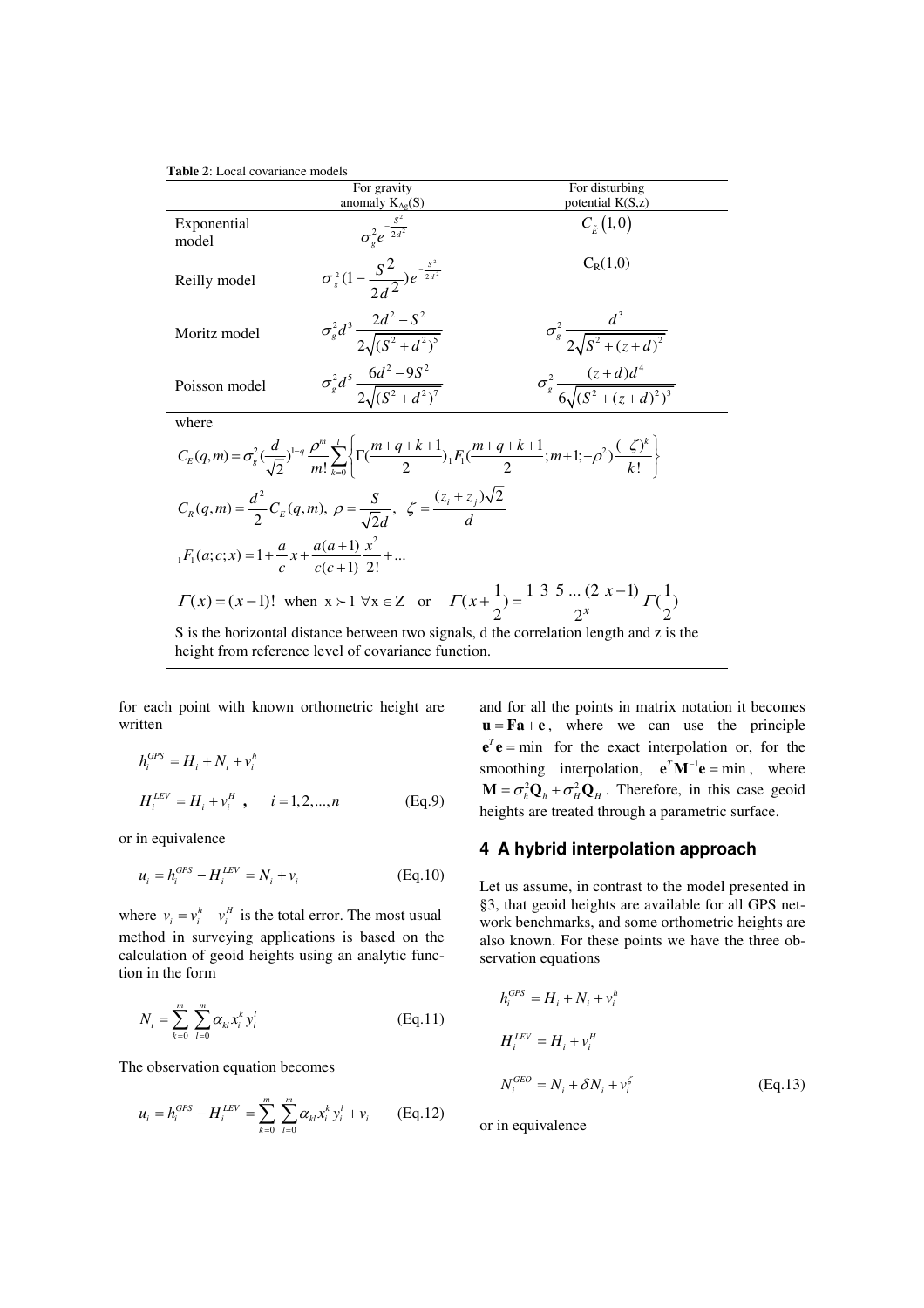**Table 2**: Local covariance models

| | For gravity anomaly $K_{\Delta g}(S)$ | For disturbing potential K(S,z) |
|---|---|---|
| Exponential model | $\sigma_g^2 e^{-\frac{S^2}{2d^2}}$ | $C_{\tilde{E}}(1,0)$ |
| Reilly model | $\sigma_g^2(1-\frac{S^2}{2d^2})e^{-\frac{S^2}{2d^2}}$ | $C_R(1,0)$ |
| Moritz model | $\sigma_g^2 d^3 \frac{2d^2-S^2}{2\sqrt{(S^2+d^2)^5}}$ | $\sigma_g^2 \frac{d^3}{2\sqrt{S^2+(z+d)^2}}$ |
| Poisson model | $\sigma_g^2 d^5 \frac{6d^2-9S^2}{2\sqrt{(S^2+d^2)^7}}$ | $\sigma_g^2 \frac{(z+d)d^4}{6\sqrt{(S^2+(z+d)^2)^3}}$ |

where

$$C_E(q,m) = \sigma_g^2 (\frac{d}{\sqrt{2}})^{1-q} \frac{\rho^m}{m!} \sum_{k=0}^{l} \left\{ \Gamma(\frac{m+q+k+1}{2})_1 F_1(\frac{m+q+k+1}{2}; m+1; -\rho^2) \frac{(-\zeta)^k}{k!} \right\}$$

$$C_R(q,m) = \frac{d^2}{2} C_E(q,m), \ \rho = \frac{S}{\sqrt{2}d}, \ \ \zeta = \frac{(z_i+z_j)\sqrt{2}}{d}$$

$${}_1F_1(a;c;x) = 1 + \frac{a}{c}x + \frac{a(a+1)}{c(c+1)}\frac{x^2}{2!} + ...$$

$$\Gamma(x) = (x-1)! \ \text{ when } \ x \succ 1 \ \forall x \in Z \quad \text{or} \quad \Gamma(x+\frac{1}{2}) = \frac{1 \ 3 \ 5 \ ... \ (2 \ x-1)}{2^x} \Gamma(\frac{1}{2})$$

S is the horizontal distance between two signals, d the correlation length and z is the height from reference level of covariance function.

for each point with known orthometric height are written

$$h_i^{GPS} = H_i + N_i + v_i^h$$

$$H_i^{LEV} = H_i + v_i^H \ , \quad i = 1,2,...,n \qquad \text{(Eq.9)}$$

or in equivalence

$$u_i = h_i^{GPS} - H_i^{LEV} = N_i + v_i \qquad \text{(Eq.10)}$$

where $v_i = v_i^h - v_i^H$ is the total error. The most usual method in surveying applications is based on the calculation of geoid heights using an analytic function in the form

$$N_i = \sum_{k=0}^{m} \sum_{l=0}^{m} \alpha_{kl} x_i^k y_i^l \qquad \text{(Eq.11)}$$

The observation equation becomes

$$u_i = h_i^{GPS} - H_i^{LEV} = \sum_{k=0}^{m} \sum_{l=0}^{m} \alpha_{kl} x_i^k y_i^l + v_i \qquad \text{(Eq.12)}$$

and for all the points in matrix notation it becomes $\mathbf{u} = \mathbf{F}\mathbf{a} + \mathbf{e}$, where we can use the principle $\mathbf{e}^T\mathbf{e} = \min$ for the exact interpolation or, for the smoothing interpolation, $\mathbf{e}^T\mathbf{M}^{-1}\mathbf{e} = \min$, where $\mathbf{M} = \sigma_h^2\mathbf{Q}_h + \sigma_H^2\mathbf{Q}_H$. Therefore, in this case geoid heights are treated through a parametric surface.

## 4 A hybrid interpolation approach

Let us assume, in contrast to the model presented in §3, that geoid heights are available for all GPS network benchmarks, and some orthometric heights are also known. For these points we have the three observation equations

$$h_i^{GPS} = H_i + N_i + v_i^h$$

$$H_i^{LEV} = H_i + v_i^H$$

$$N_i^{GEO} = N_i + \delta N_i + v_i^{\zeta} \qquad \text{(Eq.13)}$$

or in equivalence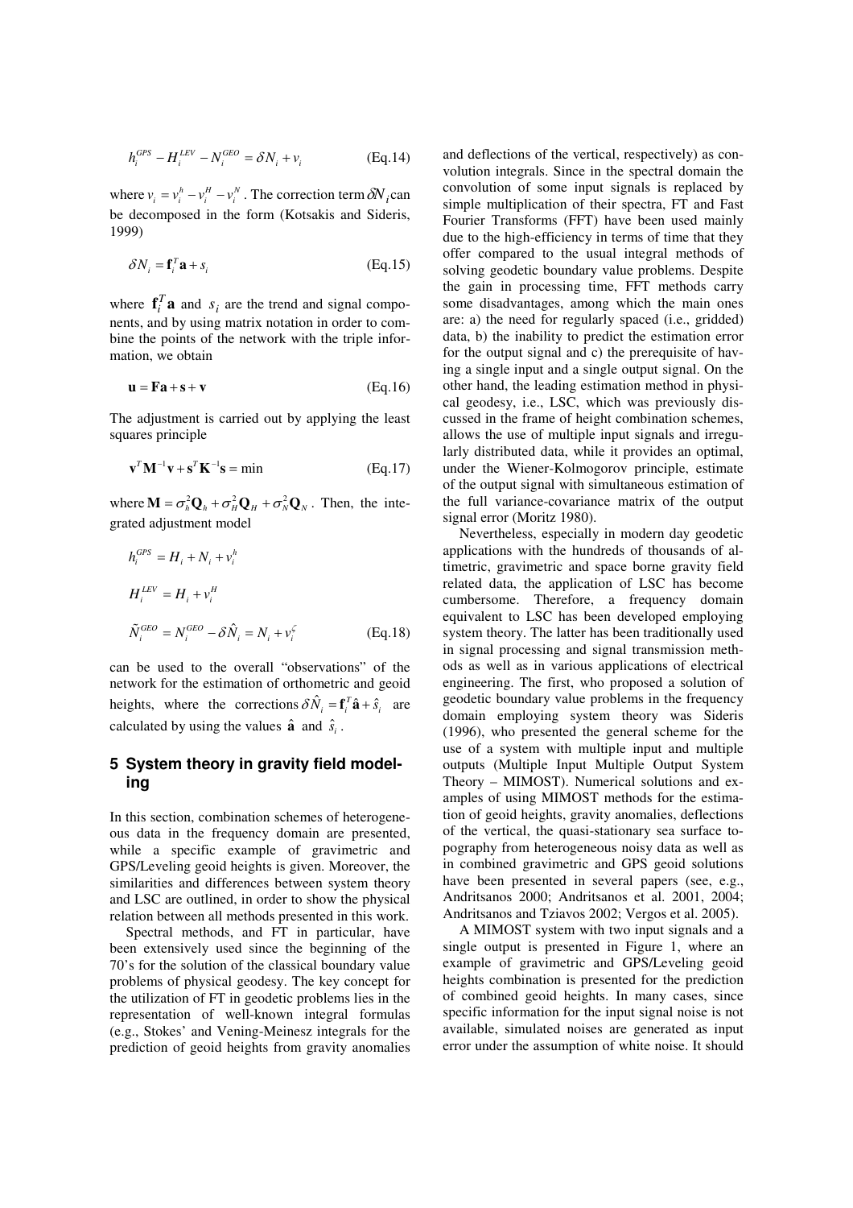$$h_i^{GPS} - H_i^{LEV} - N_i^{GEO} = \delta N_i + v_i \quad \text{(Eq.14)}$$

where $v_i = v_i^h - v_i^H - v_i^N$. The correction term $\delta N_i$ can be decomposed in the form (Kotsakis and Sideris, 1999)

$$\delta N_i = \mathbf{f}_i^T \mathbf{a} + s_i \quad \text{(Eq.15)}$$

where $\mathbf{f}_i^T \mathbf{a}$ and $s_i$ are the trend and signal components, and by using matrix notation in order to combine the points of the network with the triple information, we obtain

$$\mathbf{u} = \mathbf{F}\mathbf{a} + \mathbf{s} + \mathbf{v} \quad \text{(Eq.16)}$$

The adjustment is carried out by applying the least squares principle

$$\mathbf{v}^T \mathbf{M}^{-1} \mathbf{v} + \mathbf{s}^T \mathbf{K}^{-1} \mathbf{s} = \min \quad \text{(Eq.17)}$$

where $\mathbf{M} = \sigma_h^2 \mathbf{Q}_h + \sigma_H^2 \mathbf{Q}_H + \sigma_N^2 \mathbf{Q}_N$. Then, the integrated adjustment model

$$h_i^{GPS} = H_i + N_i + v_i^h$$

$$H_i^{LEV} = H_i + v_i^H$$

$$\tilde{N}_i^{GEO} = N_i^{GEO} - \delta \hat{N}_i = N_i + v_i^{\zeta} \quad \text{(Eq.18)}$$

can be used to the overall "observations" of the network for the estimation of orthometric and geoid heights, where the corrections $\delta \hat{N}_i = \mathbf{f}_i^T \hat{\mathbf{a}} + \hat{s}_i$ are calculated by using the values $\hat{\mathbf{a}}$ and $\hat{s}_i$.

## 5 System theory in gravity field modeling

In this section, combination schemes of heterogeneous data in the frequency domain are presented, while a specific example of gravimetric and GPS/Leveling geoid heights is given. Moreover, the similarities and differences between system theory and LSC are outlined, in order to show the physical relation between all methods presented in this work.

Spectral methods, and FT in particular, have been extensively used since the beginning of the 70's for the solution of the classical boundary value problems of physical geodesy. The key concept for the utilization of FT in geodetic problems lies in the representation of well-known integral formulas (e.g., Stokes' and Vening-Meinesz integrals for the prediction of geoid heights from gravity anomalies and deflections of the vertical, respectively) as convolution integrals. Since in the spectral domain the convolution of some input signals is replaced by simple multiplication of their spectra, FT and Fast Fourier Transforms (FFT) have been used mainly due to the high-efficiency in terms of time that they offer compared to the usual integral methods of solving geodetic boundary value problems. Despite the gain in processing time, FFT methods carry some disadvantages, among which the main ones are: a) the need for regularly spaced (i.e., gridded) data, b) the inability to predict the estimation error for the output signal and c) the prerequisite of having a single input and a single output signal. On the other hand, the leading estimation method in physical geodesy, i.e., LSC, which was previously discussed in the frame of height combination schemes, allows the use of multiple input signals and irregularly distributed data, while it provides an optimal, under the Wiener-Kolmogorov principle, estimate of the output signal with simultaneous estimation of the full variance-covariance matrix of the output signal error (Moritz 1980).

Nevertheless, especially in modern day geodetic applications with the hundreds of thousands of altimetric, gravimetric and space borne gravity field related data, the application of LSC has become cumbersome. Therefore, a frequency domain equivalent to LSC has been developed employing system theory. The latter has been traditionally used in signal processing and signal transmission methods as well as in various applications of electrical engineering. The first, who proposed a solution of geodetic boundary value problems in the frequency domain employing system theory was Sideris (1996), who presented the general scheme for the use of a system with multiple input and multiple outputs (Multiple Input Multiple Output System Theory – MIMOST). Numerical solutions and examples of using MIMOST methods for the estimation of geoid heights, gravity anomalies, deflections of the vertical, the quasi-stationary sea surface topography from heterogeneous noisy data as well as in combined gravimetric and GPS geoid solutions have been presented in several papers (see, e.g., Andritsanos 2000; Andritsanos et al. 2001, 2004; Andritsanos and Tziavos 2002; Vergos et al. 2005).

A MIMOST system with two input signals and a single output is presented in Figure 1, where an example of gravimetric and GPS/Leveling geoid heights combination is presented for the prediction of combined geoid heights. In many cases, since specific information for the input signal noise is not available, simulated noises are generated as input error under the assumption of white noise. It should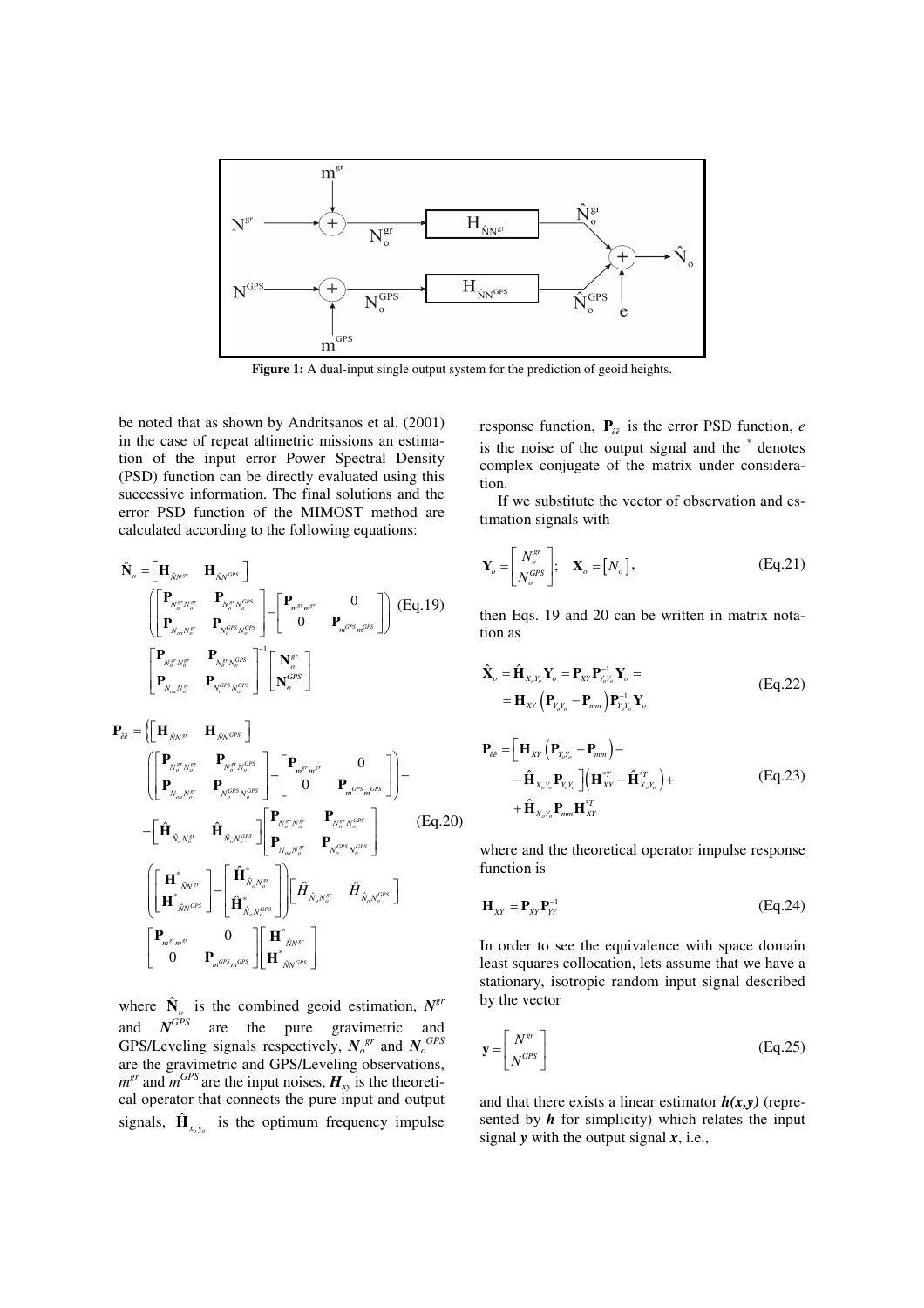Figure 1: A dual-input single output system for the prediction of geoid heights.

be noted that as shown by Andritsanos et al. (2001) in the case of repeat altimetric missions an estimation of the input error Power Spectral Density (PSD) function can be directly evaluated using this successive information. The final solutions and the error PSD function of the MIMOST method are calculated according to the following equations:

$$\hat{\mathbf{N}}_o = \begin{bmatrix} \mathbf{H}_{\hat{N}N^{gr}} & \mathbf{H}_{\hat{N}N^{GPS}} \end{bmatrix} \left( \begin{bmatrix} \mathbf{P}_{N_o^{gr}N_o^{gr}} & \mathbf{P}_{N_o^{gr}N_o^{GPS}} \\ \mathbf{P}_{N_{oa}N_o^{gr}} & \mathbf{P}_{N_o^{GPS}N_o^{GPS}} \end{bmatrix} - \begin{bmatrix} \mathbf{P}_{m^{gr}m^{gr}} & 0 \\ 0 & \mathbf{P}_{m^{GPS}m^{GPS}} \end{bmatrix} \right) \begin{bmatrix} \mathbf{P}_{N_o^{gr}N_o^{gr}} & \mathbf{P}_{N_o^{gr}N_o^{GPS}} \\ \mathbf{P}_{N_{oa}N_o^{gr}} & \mathbf{P}_{N_o^{GPS}N_o^{GPS}} \end{bmatrix}^{-1} \begin{bmatrix} \mathbf{N}_o^{gr} \\ \mathbf{N}_o^{GPS} \end{bmatrix} \quad \text{(Eq.19)}$$

$$\begin{aligned} \mathbf{P}_{\hat{e}\hat{e}} = \Bigg\{ & \begin{bmatrix} \mathbf{H}_{\hat{N}N^{gr}} & \mathbf{H}_{\hat{N}N^{GPS}} \end{bmatrix} \left( \begin{bmatrix} \mathbf{P}_{N_o^{gr}N_o^{gr}} & \mathbf{P}_{N_o^{gr}N_o^{GPS}} \\ \mathbf{P}_{N_{oa}N_o^{gr}} & \mathbf{P}_{N_o^{GPS}N_o^{GPS}} \end{bmatrix} - \begin{bmatrix} \mathbf{P}_{m^{gr}m^{gr}} & 0 \\ 0 & \mathbf{P}_{m^{GPS}m^{GPS}} \end{bmatrix} \right) - \\ & - \begin{bmatrix} \hat{\mathbf{H}}_{\hat{N}_oN_o^{gr}} & \hat{\mathbf{H}}_{\hat{N}_oN_o^{GPS}} \end{bmatrix} \begin{bmatrix} \mathbf{P}_{N_o^{gr}N_o^{gr}} & \mathbf{P}_{N_o^{gr}N_o^{GPS}} \\ \mathbf{P}_{N_{oa}N_o^{gr}} & \mathbf{P}_{N_o^{GPS}N_o^{GPS}} \end{bmatrix} \\ & \left( \begin{bmatrix} \mathbf{H}^*_{\hat{N}N^{gr}} \\ \mathbf{H}^*_{\hat{N}N^{GPS}} \end{bmatrix} - \begin{bmatrix} \hat{\mathbf{H}}^*_{\hat{N}_oN_o^{gr}} \\ \hat{\mathbf{H}}^*_{\hat{N}_oN_o^{GPS}} \end{bmatrix} \right) \begin{bmatrix} \hat{H}_{\hat{N}_oN_o^{gr}} & \hat{H}_{\hat{N}_oN_o^{GPS}} \end{bmatrix} \\ & \begin{bmatrix} \mathbf{P}_{m^{gr}m^{gr}} & 0 \\ 0 & \mathbf{P}_{m^{GPS}m^{GPS}} \end{bmatrix} \begin{bmatrix} \mathbf{H}^*_{\hat{N}N^{gr}} \\ \mathbf{H}^*_{\hat{N}N^{GPS}} \end{bmatrix} \end{aligned} \quad \text{(Eq.20)}$$

where $\hat{\mathbf{N}}_o$ is the combined geoid estimation, $N^{gr}$ and $N^{GPS}$ are the pure gravimetric and GPS/Leveling signals respectively, $N_o^{gr}$ and $N_o^{GPS}$ are the gravimetric and GPS/Leveling observations, $m^{gr}$ and $m^{GPS}$ are the input noises, $H_{xy}$ is the theoretical operator that connects the pure input and output signals, $\hat{\mathbf{H}}_{x_oy_o}$ is the optimum frequency impulse response function, $\mathbf{P}_{\hat{e}\hat{e}}$ is the error PSD function, $e$ is the noise of the output signal and the $^*$ denotes complex conjugate of the matrix under consideration.

If we substitute the vector of observation and estimation signals with

$$\mathbf{Y}_o = \begin{bmatrix} N_o^{gr} \\ N_o^{GPS} \end{bmatrix}; \quad \mathbf{X}_o = [N_o], \quad \text{(Eq.21)}$$

then Eqs. 19 and 20 can be written in matrix notation as

$$\begin{aligned} \hat{\mathbf{X}}_o &= \hat{\mathbf{H}}_{X_oY_o}\mathbf{Y}_o = \mathbf{P}_{XY}\mathbf{P}^{-1}_{Y_oY_o}\mathbf{Y}_o = \\ &= \mathbf{H}_{XY}\left(\mathbf{P}_{Y_oY_o} - \mathbf{P}_{mm}\right)\mathbf{P}^{-1}_{Y_oY_o}\mathbf{Y}_o \end{aligned} \quad \text{(Eq.22)}$$

$$\begin{aligned} \mathbf{P}_{\hat{e}\hat{e}} = \Big[ & \mathbf{H}_{XY}\left(\mathbf{P}_{Y_oY_o} - \mathbf{P}_{mm}\right) - \\ & - \hat{\mathbf{H}}_{X_oY_o}\mathbf{P}_{Y_oY_o}\Big]\left(\mathbf{H}^{*T}_{XY} - \hat{\mathbf{H}}^{*T}_{X_oY_o}\right) + \\ & + \hat{\mathbf{H}}_{X_oY_o}\mathbf{P}_{mm}\mathbf{H}^{*T}_{XY} \end{aligned} \quad \text{(Eq.23)}$$

where and the theoretical operator impulse response function is

$$\mathbf{H}_{XY} = \mathbf{P}_{XY}\mathbf{P}^{-1}_{YY} \quad \text{(Eq.24)}$$

In order to see the equivalence with space domain least squares collocation, lets assume that we have a stationary, isotropic random input signal described by the vector

$$\mathbf{y} = \begin{bmatrix} N^{gr} \\ N^{GPS} \end{bmatrix} \quad \text{(Eq.25)}$$

and that there exists a linear estimator $\boldsymbol{h(x,y)}$ (represented by $\boldsymbol{h}$ for simplicity) which relates the input signal $\boldsymbol{y}$ with the output signal $\boldsymbol{x}$, i.e.,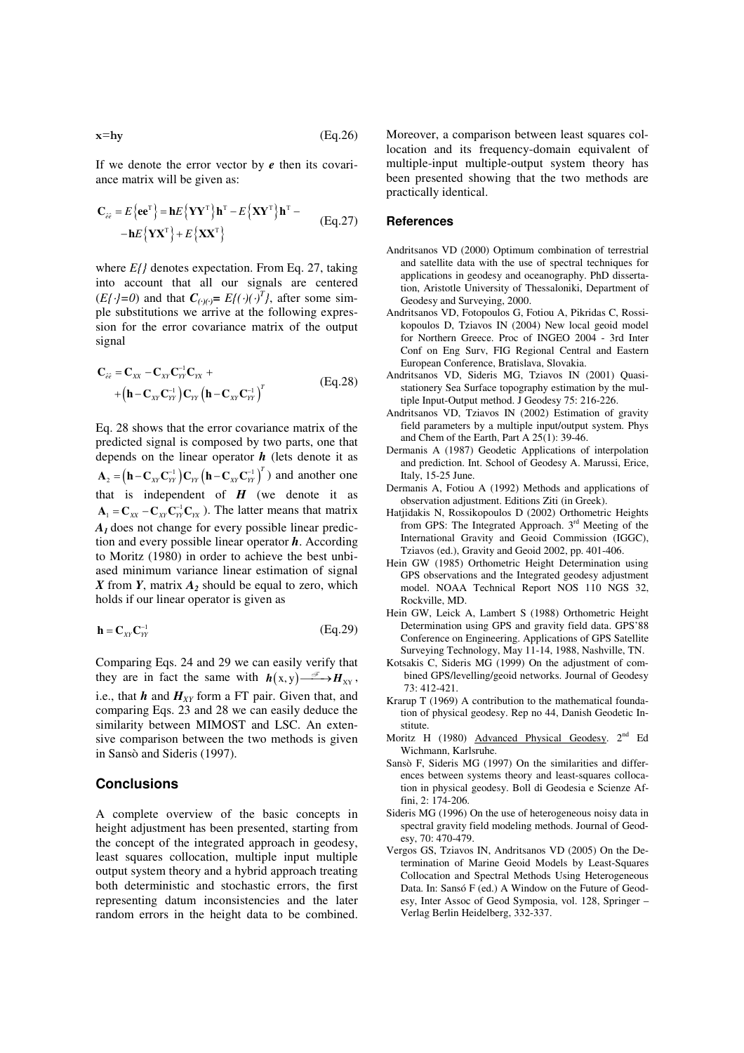$$\mathbf{x}=\mathbf{h}\mathbf{y} \tag{Eq.26}$$

If we denote the error vector by $\boldsymbol{e}$ then its covariance matrix will be given as:

$$\mathbf{C}_{\hat{e}\hat{e}} = E\left\{\mathbf{e}\mathbf{e}^{\mathrm{T}}\right\} = \mathbf{h}E\left\{\mathbf{Y}\mathbf{Y}^{\mathrm{T}}\right\}\mathbf{h}^{\mathrm{T}} - E\left\{\mathbf{X}\mathbf{Y}^{\mathrm{T}}\right\}\mathbf{h}^{\mathrm{T}} - \mathbf{h}E\left\{\mathbf{Y}\mathbf{X}^{\mathrm{T}}\right\} + E\left\{\mathbf{X}\mathbf{X}^{\mathrm{T}}\right\} \tag{Eq.27}$$

where $E\{\}$ denotes expectation. From Eq. 27, taking into account that all our signals are centered ($E\{\cdot\}=0$) and that $\boldsymbol{C}_{(\cdot)(\cdot)}= E\{(\cdot)(\cdot)^T\}$, after some simple substitutions we arrive at the following expression for the error covariance matrix of the output signal

$$\mathbf{C}_{\hat{e}\hat{e}} = \mathbf{C}_{XX} - \mathbf{C}_{XY}\mathbf{C}_{YY}^{-1}\mathbf{C}_{YX} + \left(\mathbf{h} - \mathbf{C}_{XY}\mathbf{C}_{YY}^{-1}\right)\mathbf{C}_{YY}\left(\mathbf{h} - \mathbf{C}_{XY}\mathbf{C}_{YY}^{-1}\right)^{T} \tag{Eq.28}$$

Eq. 28 shows that the error covariance matrix of the predicted signal is composed by two parts, one that depends on the linear operator $\boldsymbol{h}$ (lets denote it as $\mathbf{A}_2 = \left(\mathbf{h} - \mathbf{C}_{XY}\mathbf{C}_{YY}^{-1}\right)\mathbf{C}_{YY}\left(\mathbf{h} - \mathbf{C}_{XY}\mathbf{C}_{YY}^{-1}\right)^{T}$) and another one that is independent of $\boldsymbol{H}$ (we denote it as $\mathbf{A}_1 = \mathbf{C}_{XX} - \mathbf{C}_{XY}\mathbf{C}_{YY}^{-1}\mathbf{C}_{YX}$). The latter means that matrix $\boldsymbol{A}_1$ does not change for every possible linear prediction and every possible linear operator $\boldsymbol{h}$. According to Moritz (1980) in order to achieve the best unbiased minimum variance linear estimation of signal $\boldsymbol{X}$ from $\boldsymbol{Y}$, matrix $\boldsymbol{A}_2$ should be equal to zero, which holds if our linear operator is given as

$$\mathbf{h} = \mathbf{C}_{XY}\mathbf{C}_{YY}^{-1} \tag{Eq.29}$$

Comparing Eqs. 24 and 29 we can easily verify that they are in fact the same with $\boldsymbol{h}(\mathrm{x},\mathrm{y}) \xrightarrow{\mathscr{F}} \boldsymbol{H}_{XY}$, i.e., that $\boldsymbol{h}$ and $\boldsymbol{H}_{XY}$ form a FT pair. Given that, and comparing Eqs. 23 and 28 we can easily deduce the similarity between MIMOST and LSC. An extensive comparison between the two methods is given in Sansò and Sideris (1997).

## Conclusions

A complete overview of the basic concepts in height adjustment has been presented, starting from the concept of the integrated approach in geodesy, least squares collocation, multiple input multiple output system theory and a hybrid approach treating both deterministic and stochastic errors, the first representing datum inconsistencies and the later random errors in the height data to be combined. Moreover, a comparison between least squares collocation and its frequency-domain equivalent of multiple-input multiple-output system theory has been presented showing that the two methods are practically identical.

## References

Andritsanos VD (2000) Optimum combination of terrestrial and satellite data with the use of spectral techniques for applications in geodesy and oceanography. PhD dissertation, Aristotle University of Thessaloniki, Department of Geodesy and Surveying, 2000.

Andritsanos VD, Fotopoulos G, Fotiou A, Pikridas C, Rossikopoulos D, Tziavos IN (2004) New local geoid model for Northern Greece. Proc of INGEO 2004 - 3rd Inter Conf on Eng Surv, FIG Regional Central and Eastern European Conference, Bratislava, Slovakia.

Andritsanos VD, Sideris MG, Tziavos IN (2001) Quasi-stationery Sea Surface topography estimation by the multiple Input-Output method. J Geodesy 75: 216-226.

Andritsanos VD, Tziavos IN (2002) Estimation of gravity field parameters by a multiple input/output system. Phys and Chem of the Earth, Part A 25(1): 39-46.

Dermanis A (1987) Geodetic Applications of interpolation and prediction. Int. School of Geodesy A. Marussi, Erice, Italy, 15-25 June.

Dermanis A, Fotiou A (1992) Methods and applications of observation adjustment. Editions Ziti (in Greek).

Hatjidakis N, Rossikopoulos D (2002) Orthometric Heights from GPS: The Integrated Approach. 3rd Meeting of the International Gravity and Geoid Commission (IGGC), Tziavos (ed.), Gravity and Geoid 2002, pp. 401-406.

Hein GW (1985) Orthometric Height Determination using GPS observations and the Integrated geodesy adjustment model. NOAA Technical Report NOS 110 NGS 32, Rockville, MD.

Hein GW, Leick A, Lambert S (1988) Orthometric Height Determination using GPS and gravity field data. GPS'88 Conference on Engineering. Applications of GPS Satellite Surveying Technology, May 11-14, 1988, Nashville, TN.

Kotsakis C, Sideris MG (1999) On the adjustment of combined GPS/levelling/geoid networks. Journal of Geodesy 73: 412-421.

Krarup T (1969) A contribution to the mathematical foundation of physical geodesy. Rep no 44, Danish Geodetic Institute.

Moritz H (1980) Advanced Physical Geodesy. 2nd Ed Wichmann, Karlsruhe.

Sansò F, Sideris MG (1997) On the similarities and differences between systems theory and least-squares collocation in physical geodesy. Boll di Geodesia e Scienze Affini, 2: 174-206.

Sideris MG (1996) On the use of heterogeneous noisy data in spectral gravity field modeling methods. Journal of Geodesy, 70: 470-479.

Vergos GS, Tziavos IN, Andritsanos VD (2005) On the Determination of Marine Geoid Models by Least-Squares Collocation and Spectral Methods Using Heterogeneous Data. In: Sansó F (ed.) A Window on the Future of Geodesy, Inter Assoc of Geod Symposia, vol. 128, Springer – Verlag Berlin Heidelberg, 332-337.